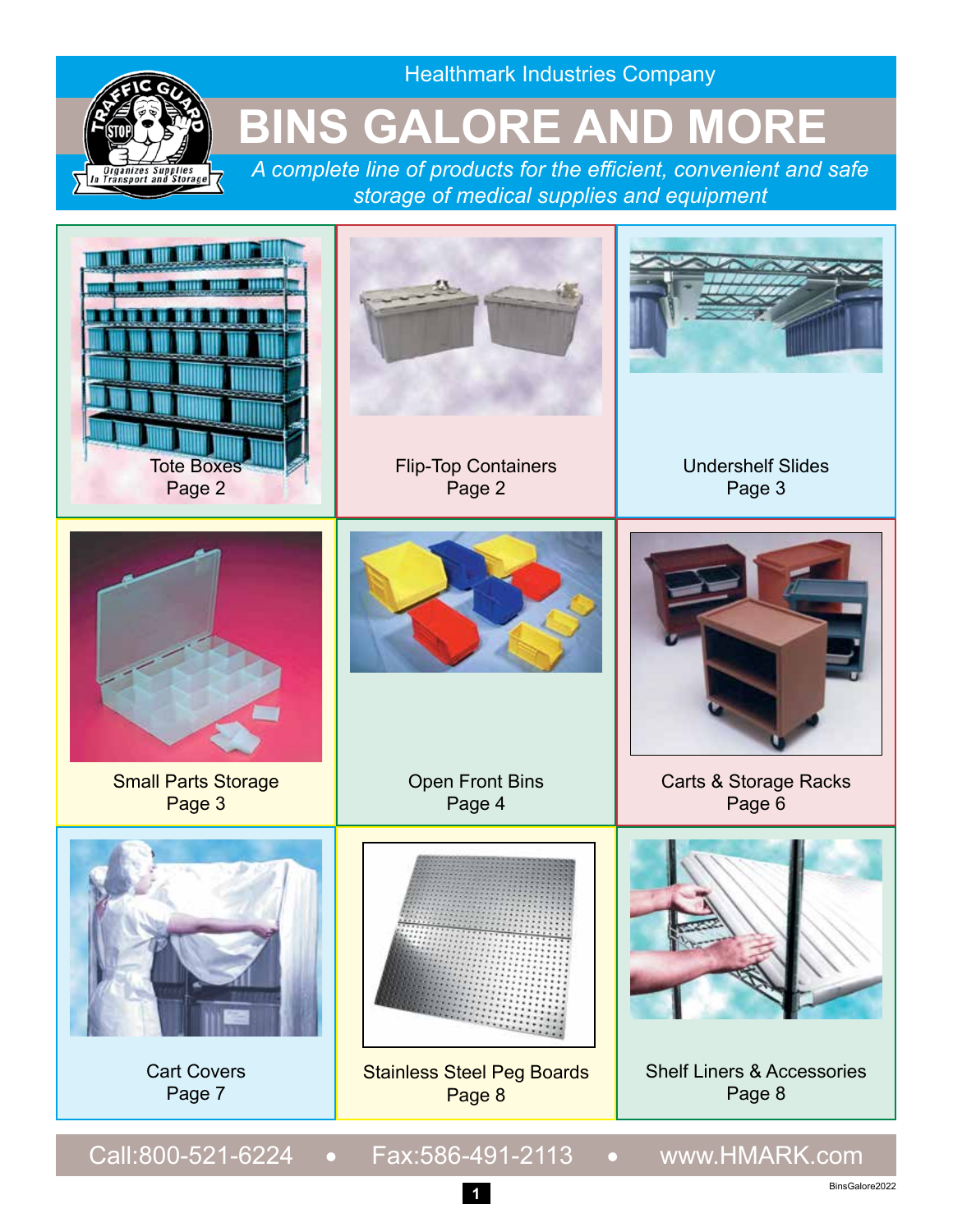Healthmark Industries Company

# BINS GALORE AND MORE

*A complete line of products for the efficient, convenient and safe storage of medical supplies and equipment*

| | | |
|---|---|---|
| Tote Boxes<br>Page 2 | Flip-Top Containers<br>Page 2 | Undershelf Slides<br>Page 3 |
| Small Parts Storage<br>Page 3 | Open Front Bins<br>Page 4 | Carts & Storage Racks<br>Page 6 |
| Cart Covers<br>Page 7 | Stainless Steel Peg Boards<br>Page 8 | Shelf Liners & Accessories<br>Page 8 |

Call:800-521-6224 • Fax:586-491-2113 • www.HMARK.com

BinsGalore2022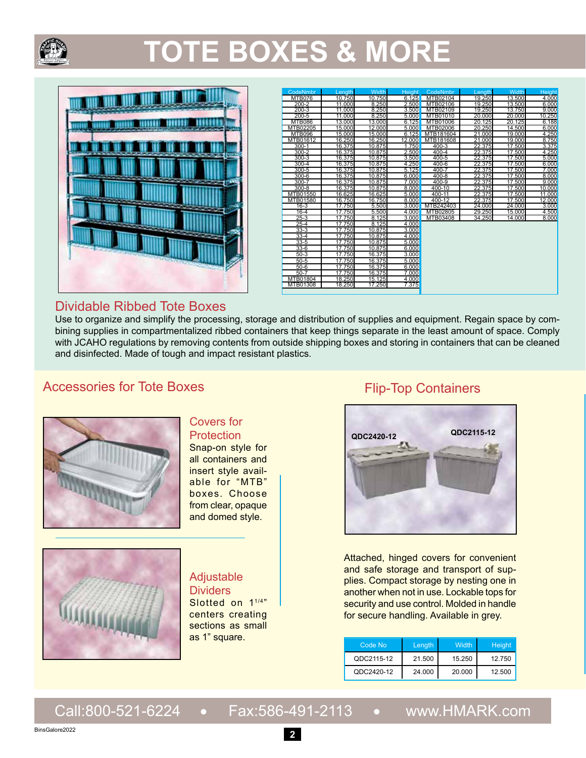# TOTE BOXES & MORE

| CodeNmbr | Length | Width | Height | CodeNmbr | Length | Width | Height |
|---|---|---|---|---|---|---|---|
| MTB076 | 10.750 | 10.750 | 6.125 | MTB02104 | 19.250 | 13.500 | 4.000 |
| 200-2 | 11.000 | 8.250 | 2.500 | MTB02106 | 19.250 | 13.500 | 6.000 |
| 200-3 | 11.000 | 8.250 | 3.500 | MTB02109 | 19.250 | 13.750 | 9.000 |
| 200-5 | 11.000 | 8.250 | 5.000 | MTB01010 | 20.000 | 20.000 | 10.250 |
| MTB086 | 13.000 | 13.000 | 6.125 | MTB01006 | 20.125 | 20.125 | 6.188 |
| MTB02205 | 15.000 | 12.000 | 5.000 | MTB02006 | 20.250 | 14.500 | 6.000 |
| MTB096 | 15.000 | 15.000 | 6.125 | MTB181604 | 21.000 | 19.000 | 4.250 |
| MTB01612 | 16.250 | 16.250 | 12.000 | MTB181608 | 21.000 | 19.000 | 8.750 |
| 300-1 | 16.375 | 10.875 | 1.750 | 400-3 | 22.375 | 17.500 | 3.375 |
| 300-2 | 16.375 | 10.875 | 2.500 | 400-4 | 22.375 | 17.500 | 4.250 |
| 300-3 | 16.375 | 10.875 | 3.500 | 400-5 | 22.375 | 17.500 | 5.000 |
| 300-4 | 16.375 | 10.875 | 4.250 | 400-6 | 22.375 | 17.500 | 6.000 |
| 300-5 | 16.375 | 10.875 | 5.125 | 400-7 | 22.375 | 17.500 | 7.000 |
| 300-6 | 16.375 | 10.875 | 6.000 | 400-8 | 22.375 | 17.500 | 8.000 |
| 300-7 | 16.375 | 10.875 | 7.000 | 400-9 | 22.375 | 17.500 | 9.000 |
| 300-8 | 16.375 | 10.875 | 8.000 | 400-10 | 22.375 | 17.500 | 10.000 |
| MTB01550 | 16.625 | 16.625 | 5.000 | 400-11 | 22.375 | 17.500 | 11.000 |
| MTB01580 | 16.750 | 16.750 | 8.000 | 400-12 | 22.375 | 17.500 | 12.000 |
| 16-3 | 17.750 | 5.500 | 3.000 | MTB242403 | 24.000 | 24.000 | 3.000 |
| 16-4 | 17.750 | 5.500 | 4.000 | MTB02805 | 29.250 | 15.000 | 4.500 |
| 25-3 | 17.750 | 8.125 | 3.000 | MTB03408 | 34.250 | 14.000 | 8.000 |
| 25-4 | 17.750 | 8.125 | 4.000 | | | | |
| 33-3 | 17.750 | 10.875 | 3.000 | | | | |
| 33-4 | 17.750 | 10.875 | 4.000 | | | | |
| 33-5 | 17.750 | 10.875 | 5.000 | | | | |
| 33-6 | 17.750 | 10.875 | 6.000 | | | | |
| 50-3 | 17.750 | 16.375 | 3.000 | | | | |
| 50-5 | 17.750 | 16.375 | 5.000 | | | | |
| 50-6 | 17.750 | 16.375 | 6.000 | | | | |
| 50-7 | 17.750 | 16.375 | 7.000 | | | | |
| MTB01804 | 18.250 | 15.125 | 4.000 | | | | |
| MTB01308 | 18.250 | 17.250 | 7.375 | | | | |

## Dividable Ribbed Tote Boxes

Use to organize and simplify the processing, storage and distribution of supplies and equipment. Regain space by combining supplies in compartmentalized ribbed containers that keep things separate in the least amount of space. Comply with JCAHO regulations by removing contents from outside shipping boxes and storing in containers that can be cleaned and disinfected. Made of tough and impact resistant plastics.

## Accessories for Tote Boxes

### Covers for Protection

Snap-on style for all containers and insert style available for "MTB" boxes. Choose from clear, opaque and domed style.

### Adjustable Dividers

Slotted on 1 1/4" centers creating sections as small as 1" square.

## Flip-Top Containers

QDC2420-12

QDC2115-12

Attached, hinged covers for convenient and safe storage and transport of supplies. Compact storage by nesting one in another when not in use. Lockable tops for security and use control. Molded in handle for secure handling. Available in grey.

| Code No | Length | Width | Height |
|---|---|---|---|
| QDC2115-12 | 21.500 | 15.250 | 12.750 |
| QDC2420-12 | 24.000 | 20.000 | 12.500 |

Call:800-521-6224 • Fax:586-491-2113 • www.HMARK.com

BinsGalore2022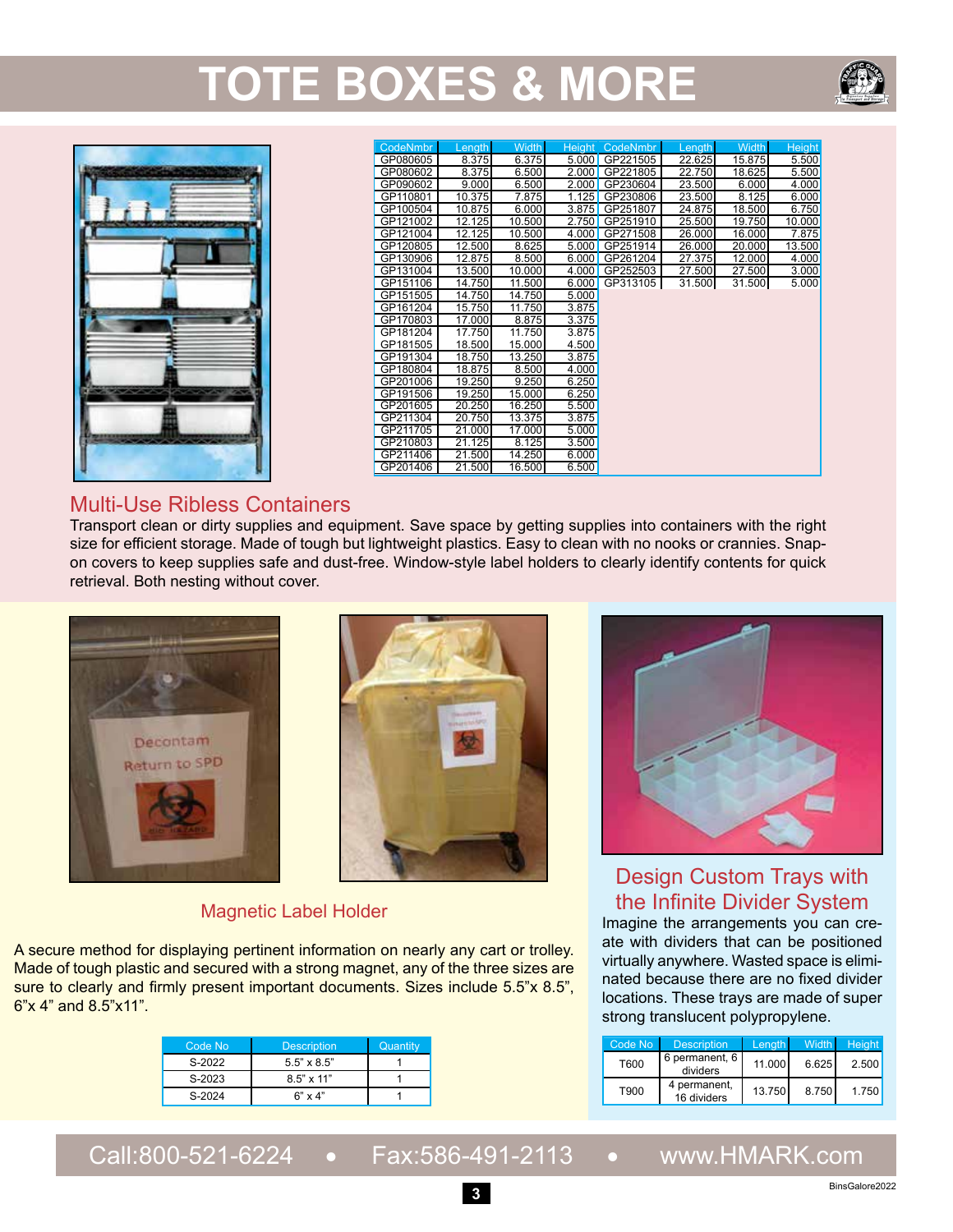# TOTE BOXES & MORE

| CodeNmbr | Length | Width | Height | CodeNmbr | Length | Width | Height |
|---|---|---|---|---|---|---|---|
| GP080605 | 8.375 | 6.375 | 5.000 | GP221505 | 22.625 | 15.875 | 5.500 |
| GP080602 | 8.375 | 6.500 | 2.000 | GP221805 | 22.750 | 18.625 | 5.500 |
| GP090602 | 9.000 | 6.500 | 2.000 | GP230604 | 23.500 | 6.000 | 4.000 |
| GP110801 | 10.375 | 7.875 | 1.125 | GP230806 | 23.500 | 8.125 | 6.000 |
| GP100504 | 10.875 | 6.000 | 3.875 | GP251807 | 24.875 | 18.500 | 6.750 |
| GP121002 | 12.125 | 10.500 | 2.750 | GP251910 | 25.500 | 19.750 | 10.000 |
| GP121004 | 12.125 | 10.500 | 4.000 | GP271508 | 26.000 | 16.000 | 7.875 |
| GP120805 | 12.500 | 8.625 | 5.000 | GP251914 | 26.000 | 20.000 | 13.500 |
| GP130906 | 12.875 | 8.500 | 6.000 | GP261204 | 27.375 | 12.000 | 4.000 |
| GP131004 | 13.500 | 10.000 | 4.000 | GP252503 | 27.500 | 27.500 | 3.000 |
| GP151106 | 14.750 | 11.500 | 6.000 | GP313105 | 31.500 | 31.500 | 5.000 |
| GP151505 | 14.750 | 14.750 | 5.000 | | | | |
| GP161204 | 15.750 | 11.750 | 3.875 | | | | |
| GP170803 | 17.000 | 8.875 | 3.375 | | | | |
| GP181204 | 17.750 | 11.750 | 3.875 | | | | |
| GP181505 | 18.500 | 15.000 | 4.500 | | | | |
| GP191304 | 18.750 | 13.250 | 3.875 | | | | |
| GP180804 | 18.875 | 8.500 | 4.000 | | | | |
| GP201006 | 19.250 | 9.250 | 6.250 | | | | |
| GP191506 | 19.250 | 15.000 | 6.250 | | | | |
| GP201605 | 20.250 | 16.250 | 5.500 | | | | |
| GP211304 | 20.750 | 13.375 | 3.875 | | | | |
| GP211705 | 21.000 | 17.000 | 5.000 | | | | |
| GP210803 | 21.125 | 8.125 | 3.500 | | | | |
| GP211406 | 21.500 | 14.250 | 6.000 | | | | |
| GP201406 | 21.500 | 16.500 | 6.500 | | | | |

## Multi-Use Ribless Containers

Transport clean or dirty supplies and equipment. Save space by getting supplies into containers with the right size for efficient storage. Made of tough but lightweight plastics. Easy to clean with no nooks or crannies. Snap-on covers to keep supplies safe and dust-free. Window-style label holders to clearly identify contents for quick retrieval. Both nesting without cover.

## Magnetic Label Holder

A secure method for displaying pertinent information on nearly any cart or trolley. Made of tough plastic and secured with a strong magnet, any of the three sizes are sure to clearly and firmly present important documents. Sizes include 5.5"x 8.5", 6"x 4" and 8.5"x11".

| Code No | Description | Quantity |
|---|---|---|
| S-2022 | 5.5" x 8.5" | 1 |
| S-2023 | 8.5" x 11" | 1 |
| S-2024 | 6" x 4" | 1 |

## Design Custom Trays with the Infinite Divider System

Imagine the arrangements you can create with dividers that can be positioned virtually anywhere. Wasted space is eliminated because there are no fixed divider locations. These trays are made of super strong translucent polypropylene.

| Code No | Description | Length | Width | Height |
|---|---|---|---|---|
| T600 | 6 permanent, 6 dividers | 11.000 | 6.625 | 2.500 |
| T900 | 4 permanent, 16 dividers | 13.750 | 8.750 | 1.750 |

Call:800-521-6224 • Fax:586-491-2113 • www.HMARK.com

BinsGalore2022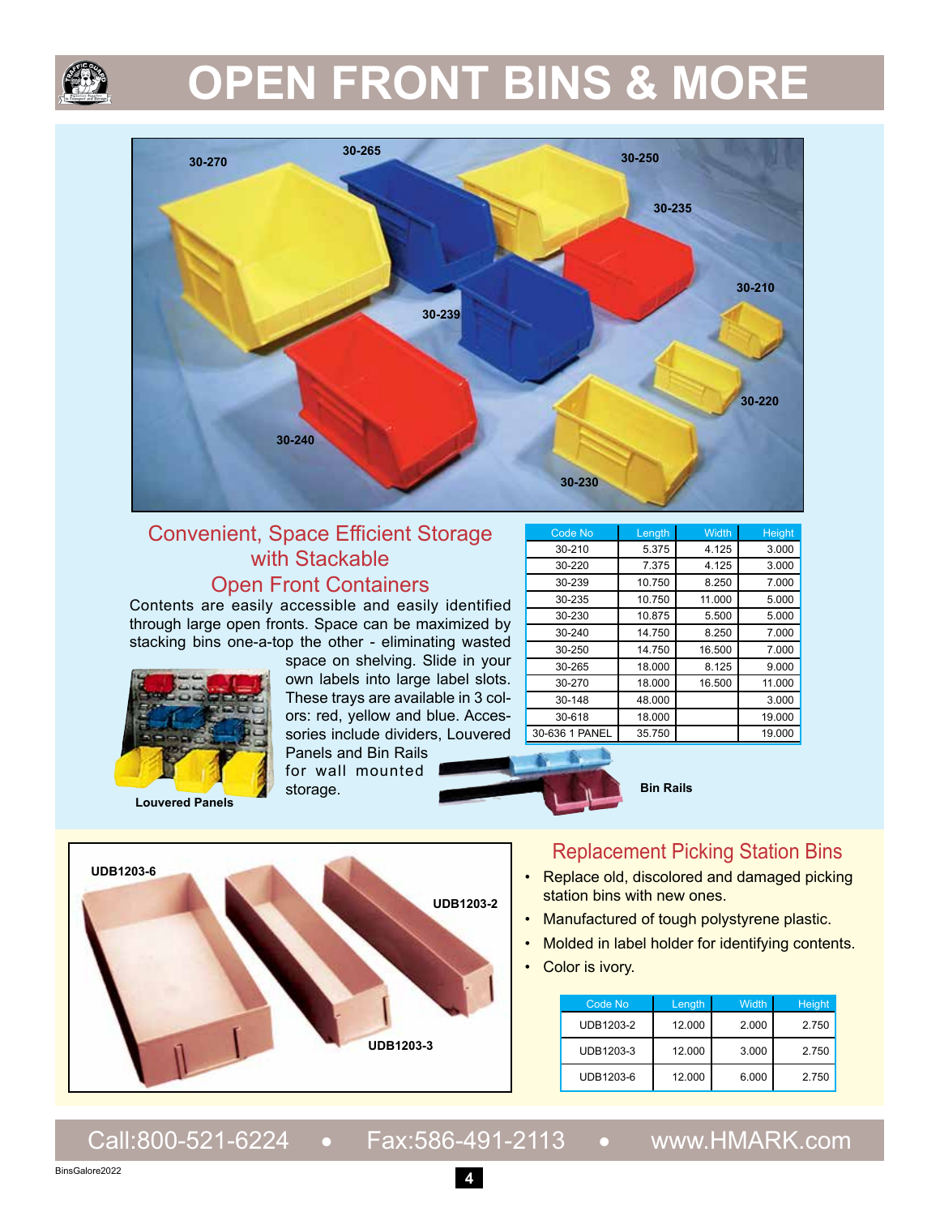# OPEN FRONT BINS & MORE

## Convenient, Space Efficient Storage with Stackable Open Front Containers

Contents are easily accessible and easily identified through large open fronts. Space can be maximized by stacking bins one-a-top the other - eliminating wasted space on shelving. Slide in your own labels into large label slots. These trays are available in 3 colors: red, yellow and blue. Accessories include dividers, Louvered Panels and Bin Rails for wall mounted storage.

Louvered Panels

Bin Rails

| Code No | Length | Width | Height |
|---|---|---|---|
| 30-210 | 5.375 | 4.125 | 3.000 |
| 30-220 | 7.375 | 4.125 | 3.000 |
| 30-239 | 10.750 | 8.250 | 7.000 |
| 30-235 | 10.750 | 11.000 | 5.000 |
| 30-230 | 10.875 | 5.500 | 5.000 |
| 30-240 | 14.750 | 8.250 | 7.000 |
| 30-250 | 14.750 | 16.500 | 7.000 |
| 30-265 | 18.000 | 8.125 | 9.000 |
| 30-270 | 18.000 | 16.500 | 11.000 |
| 30-148 | 48.000 | | 3.000 |
| 30-618 | 18.000 | | 19.000 |
| 30-636 1 PANEL | 35.750 | | 19.000 |

## Replacement Picking Station Bins

- Replace old, discolored and damaged picking station bins with new ones.
- Manufactured of tough polystyrene plastic.
- Molded in label holder for identifying contents.
- Color is ivory.

| Code No | Length | Width | Height |
|---|---|---|---|
| UDB1203-2 | 12.000 | 2.000 | 2.750 |
| UDB1203-3 | 12.000 | 3.000 | 2.750 |
| UDB1203-6 | 12.000 | 6.000 | 2.750 |

Call:800-521-6224 • Fax:586-491-2113 • www.HMARK.com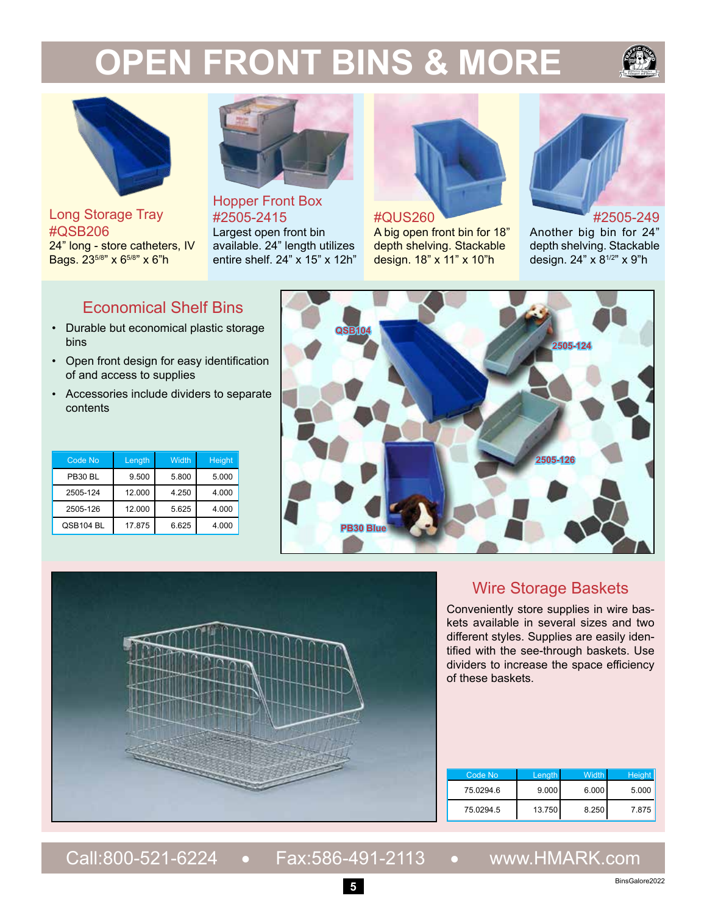# OPEN FRONT BINS & MORE

### Long Storage Tray #QSB206

24" long - store catheters, IV Bags. $23^{5/8}$" x $6^{5/8}$" x 6"h

### Hopper Front Box #2505-2415

Largest open front bin available. 24" length utilizes entire shelf. 24" x 15" x 12h"

### #QUS260

A big open front bin for 18" depth shelving. Stackable design. 18" x 11" x 10"h

### #2505-249

Another big bin for 24" depth shelving. Stackable design. 24" x $8^{1/2}$" x 9"h

## Economical Shelf Bins

- Durable but economical plastic storage bins
- Open front design for easy identification of and access to supplies
- Accessories include dividers to separate contents

| Code No | Length | Width | Height |
|---|---|---|---|
| PB30 BL | 9.500 | 5.800 | 5.000 |
| 2505-124 | 12.000 | 4.250 | 4.000 |
| 2505-126 | 12.000 | 5.625 | 4.000 |
| QSB104 BL | 17.875 | 6.625 | 4.000 |

QSB104

2505-124

2505-126

PB30 Blue

## Wire Storage Baskets

Conveniently store supplies in wire baskets available in several sizes and two different styles. Supplies are easily identified with the see-through baskets. Use dividers to increase the space efficiency of these baskets.

| Code No | Length | Width | Height |
|---|---|---|---|
| 75.0294.6 | 9.000 | 6.000 | 5.000 |
| 75.0294.5 | 13.750 | 8.250 | 7.875 |

Call:800-521-6224 • Fax:586-491-2113 • www.HMARK.com

BinsGalore2022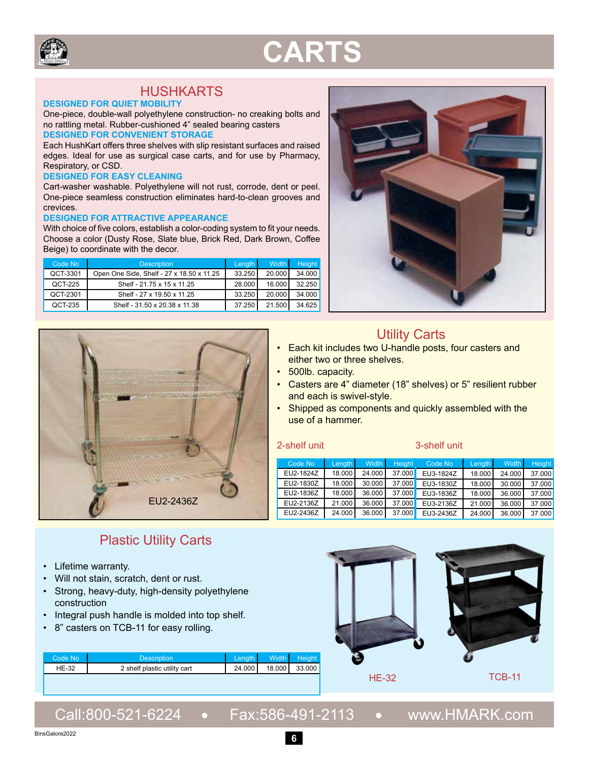# CARTS

## HUSHKARTS

**DESIGNED FOR QUIET MOBILITY**

One-piece, double-wall polyethylene construction- no creaking bolts and no rattling metal. Rubber-cushioned 4" sealed bearing casters

**DESIGNED FOR CONVENIENT STORAGE**

Each HushKart offers three shelves with slip resistant surfaces and raised edges. Ideal for use as surgical case carts, and for use by Pharmacy, Respiratory, or CSD.

**DESIGNED FOR EASY CLEANING**

Cart-washer washable. Polyethylene will not rust, corrode, dent or peel. One-piece seamless construction eliminates hard-to-clean grooves and crevices.

**DESIGNED FOR ATTRACTIVE APPEARANCE**

With choice of five colors, establish a color-coding system to fit your needs. Choose a color (Dusty Rose, Slate blue, Brick Red, Dark Brown, Coffee Beige) to coordinate with the decor.

| Code No | Description | Length | Width | Height |
|---|---|---|---|---|
| QCT-3301 | Open One Side, Shelf - 27 x 18.50 x 11.25 | 33.250 | 20.000 | 34.000 |
| QCT-225 | Shelf - 21.75 x 15 x 11.25 | 28.000 | 16.000 | 32.250 |
| QCT-2301 | Shelf - 27 x 19.50 x 11.25 | 33.250 | 20.000 | 34.000 |
| QCT-235 | Shelf - 31.50 x 20.38 x 11.38 | 37.250 | 21.500 | 34.625 |

## Utility Carts

EU2-2436Z

- Each kit includes two U-handle posts, four casters and either two or three shelves.
- 500lb. capacity.
- Casters are 4" diameter (18" shelves) or 5" resilient rubber and each is swivel-style.
- Shipped as components and quickly assembled with the use of a hammer.

| 2-shelf unit | | | | 3-shelf unit | | | |
|---|---|---|---|---|---|---|---|
| Code No | Length | Width | Height | Code No | Length | Width | Height |
| EU2-1824Z | 18.000 | 24.000 | 37.000 | EU3-1824Z | 18.000 | 24.000 | 37.000 |
| EU2-1830Z | 18.000 | 30.000 | 37.000 | EU3-1830Z | 18.000 | 30.000 | 37.000 |
| EU2-1836Z | 18.000 | 36.000 | 37.000 | EU3-1836Z | 18.000 | 36.000 | 37.000 |
| EU2-2136Z | 21.000 | 36.000 | 37.000 | EU3-2136Z | 21.000 | 36.000 | 37.000 |
| EU2-2436Z | 24.000 | 36.000 | 37.000 | EU3-2436Z | 24.000 | 36.000 | 37.000 |

## Plastic Utility Carts

- Lifetime warranty.
- Will not stain, scratch, dent or rust.
- Strong, heavy-duty, high-density polyethylene construction
- Integral push handle is molded into top shelf.
- 8" casters on TCB-11 for easy rolling.

| Code No | Description | Length | Width | Height |
|---|---|---|---|---|
| HE-32 | 2 shelf plastic utility cart | 24.000 | 18.000 | 33.000 |

HE-32

TCB-11

Call:800-521-6224 • Fax:586-491-2113 • www.HMARK.com

BinsGalore2022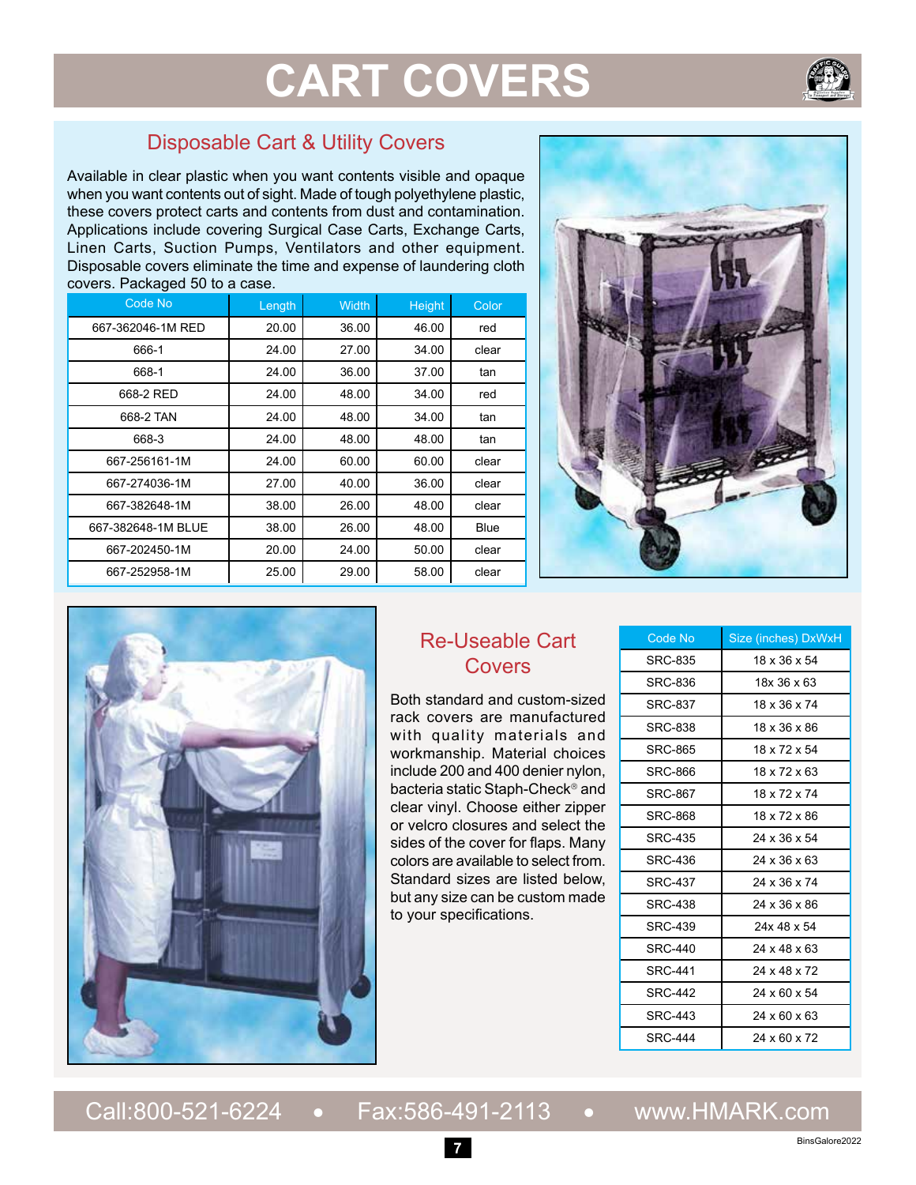# CART COVERS

## Disposable Cart & Utility Covers

Available in clear plastic when you want contents visible and opaque when you want contents out of sight. Made of tough polyethylene plastic, these covers protect carts and contents from dust and contamination. Applications include covering Surgical Case Carts, Exchange Carts, Linen Carts, Suction Pumps, Ventilators and other equipment. Disposable covers eliminate the time and expense of laundering cloth covers. Packaged 50 to a case.

| Code No | Length | Width | Height | Color |
|---|---|---|---|---|
| 667-362046-1M RED | 20.00 | 36.00 | 46.00 | red |
| 666-1 | 24.00 | 27.00 | 34.00 | clear |
| 668-1 | 24.00 | 36.00 | 37.00 | tan |
| 668-2 RED | 24.00 | 48.00 | 34.00 | red |
| 668-2 TAN | 24.00 | 48.00 | 34.00 | tan |
| 668-3 | 24.00 | 48.00 | 48.00 | tan |
| 667-256161-1M | 24.00 | 60.00 | 60.00 | clear |
| 667-274036-1M | 27.00 | 40.00 | 36.00 | clear |
| 667-382648-1M | 38.00 | 26.00 | 48.00 | clear |
| 667-382648-1M BLUE | 38.00 | 26.00 | 48.00 | Blue |
| 667-202450-1M | 20.00 | 24.00 | 50.00 | clear |
| 667-252958-1M | 25.00 | 29.00 | 58.00 | clear |

## Re-Useable Cart Covers

Both standard and custom-sized rack covers are manufactured with quality materials and workmanship. Material choices include 200 and 400 denier nylon, bacteria static Staph-Check® and clear vinyl. Choose either zipper or velcro closures and select the sides of the cover for flaps. Many colors are available to select from. Standard sizes are listed below, but any size can be custom made to your specifications.

| Code No | Size (inches) DxWxH |
|---|---|
| SRC-835 | 18 x 36 x 54 |
| SRC-836 | 18x 36 x 63 |
| SRC-837 | 18 x 36 x 74 |
| SRC-838 | 18 x 36 x 86 |
| SRC-865 | 18 x 72 x 54 |
| SRC-866 | 18 x 72 x 63 |
| SRC-867 | 18 x 72 x 74 |
| SRC-868 | 18 x 72 x 86 |
| SRC-435 | 24 x 36 x 54 |
| SRC-436 | 24 x 36 x 63 |
| SRC-437 | 24 x 36 x 74 |
| SRC-438 | 24 x 36 x 86 |
| SRC-439 | 24x 48 x 54 |
| SRC-440 | 24 x 48 x 63 |
| SRC-441 | 24 x 48 x 72 |
| SRC-442 | 24 x 60 x 54 |
| SRC-443 | 24 x 60 x 63 |
| SRC-444 | 24 x 60 x 72 |

Call:800-521-6224 • Fax:586-491-2113 • www.HMARK.com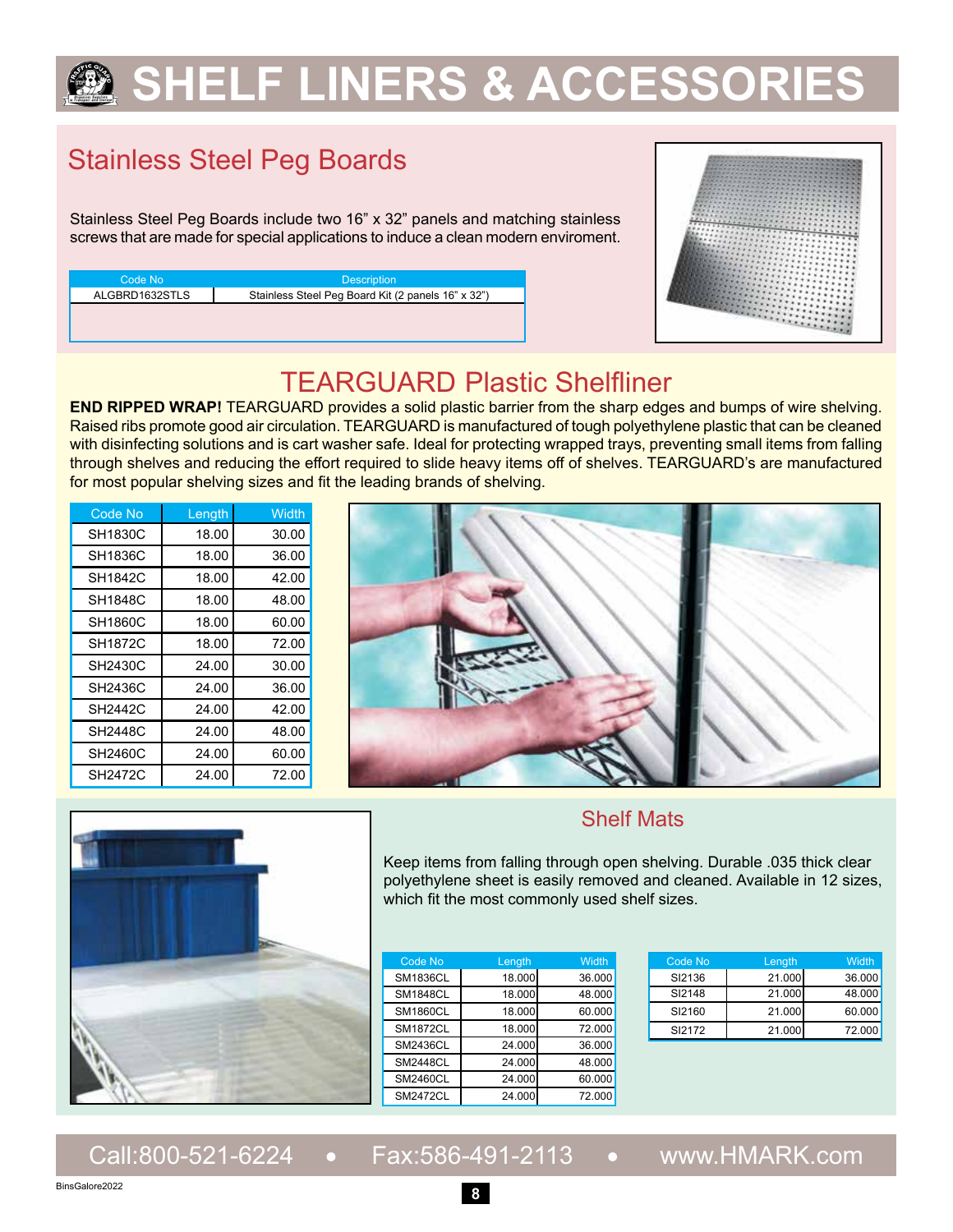# SHELF LINERS & ACCESSORIES

## Stainless Steel Peg Boards

Stainless Steel Peg Boards include two 16” x 32” panels and matching stainless screws that are made for special applications to induce a clean modern enviroment.

| Code No | Description |
|---|---|
| ALGBRD1632STLS | Stainless Steel Peg Board Kit (2 panels 16” x 32”) |

## TEARGUARD Plastic Shelfliner

**END RIPPED WRAP!** TEARGUARD provides a solid plastic barrier from the sharp edges and bumps of wire shelving. Raised ribs promote good air circulation. TEARGUARD is manufactured of tough polyethylene plastic that can be cleaned with disinfecting solutions and is cart washer safe. Ideal for protecting wrapped trays, preventing small items from falling through shelves and reducing the effort required to slide heavy items off of shelves. TEARGUARD’s are manufactured for most popular shelving sizes and fit the leading brands of shelving.

| Code No | Length | Width |
|---|---|---|
| SH1830C | 18.00 | 30.00 |
| SH1836C | 18.00 | 36.00 |
| SH1842C | 18.00 | 42.00 |
| SH1848C | 18.00 | 48.00 |
| SH1860C | 18.00 | 60.00 |
| SH1872C | 18.00 | 72.00 |
| SH2430C | 24.00 | 30.00 |
| SH2436C | 24.00 | 36.00 |
| SH2442C | 24.00 | 42.00 |
| SH2448C | 24.00 | 48.00 |
| SH2460C | 24.00 | 60.00 |
| SH2472C | 24.00 | 72.00 |

## Shelf Mats

Keep items from falling through open shelving. Durable .035 thick clear polyethylene sheet is easily removed and cleaned. Available in 12 sizes, which fit the most commonly used shelf sizes.

| Code No | Length | Width |
|---|---|---|
| SM1836CL | 18.000 | 36.000 |
| SM1848CL | 18.000 | 48.000 |
| SM1860CL | 18.000 | 60.000 |
| SM1872CL | 18.000 | 72.000 |
| SM2436CL | 24.000 | 36.000 |
| SM2448CL | 24.000 | 48.000 |
| SM2460CL | 24.000 | 60.000 |
| SM2472CL | 24.000 | 72.000 |

| Code No | Length | Width |
|---|---|---|
| SI2136 | 21.000 | 36.000 |
| SI2148 | 21.000 | 48.000 |
| SI2160 | 21.000 | 60.000 |
| SI2172 | 21.000 | 72.000 |

Call:800-521-6224 • Fax:586-491-2113 • www.HMARK.com